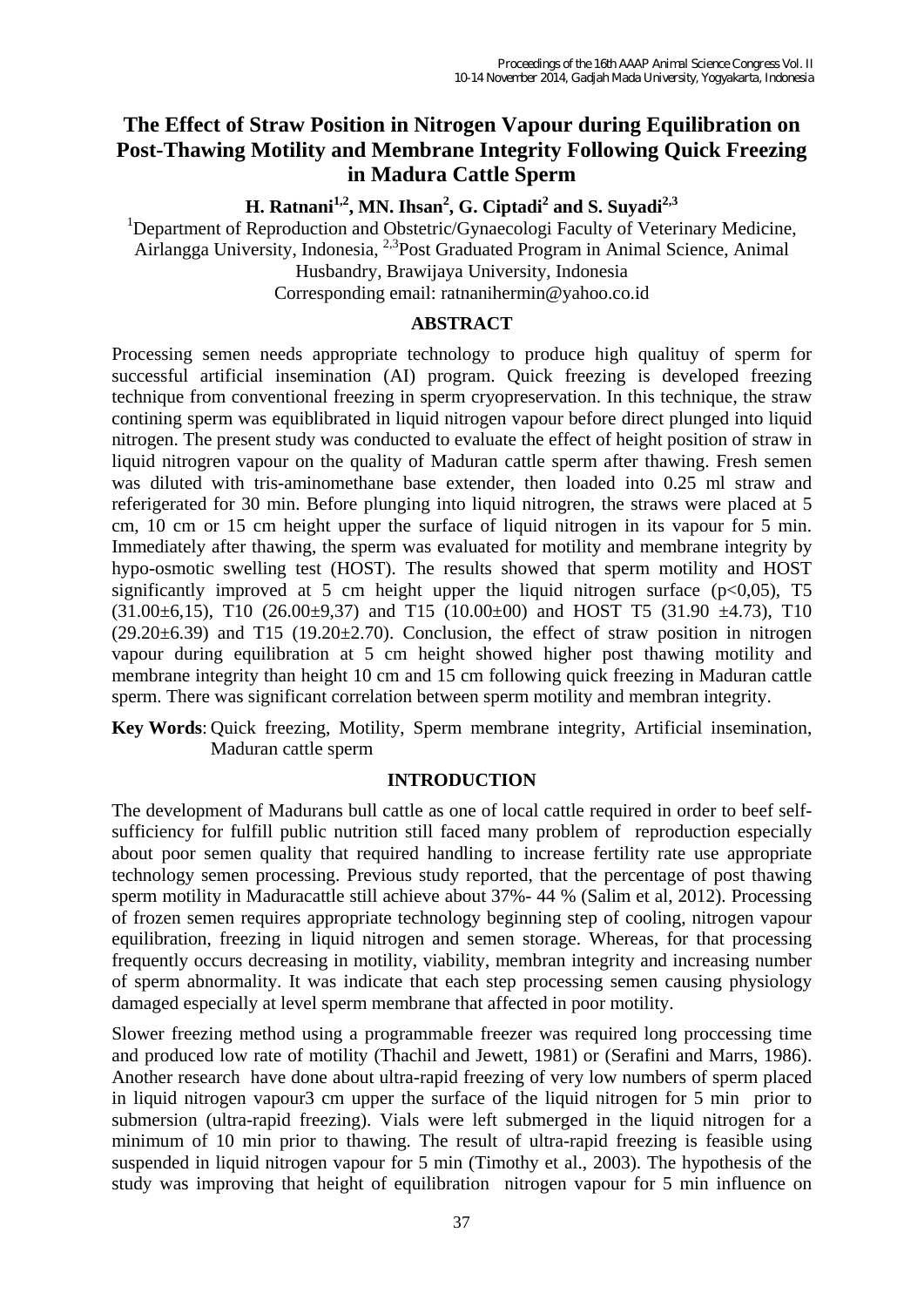# The Effect of Straw Position in Nitrogen Vapour during Equilibration on Post-Thawing Motility and Membrane Integrity Following Quick Freezing in Madura Cattle Sperm

**H. Ratnani[1,2], MN. Ihsan[2], G. Ciptadi[2] and S. Suyadi[2,3]**

[1]Department of Reproduction and Obstetric/Gynaecologi Faculty of Veterinary Medicine, Airlangga University, Indonesia, [2,3]Post Graduated Program in Animal Science, Animal Husbandry, Brawijaya University, Indonesia
Corresponding email: ratnanihermin@yahoo.co.id

## ABSTRACT

Processing semen needs appropriate technology to produce high qualituy of sperm for successful artificial insemination (AI) program. Quick freezing is developed freezing technique from conventional freezing in sperm cryopreservation. In this technique, the straw contining sperm was equiblibrated in liquid nitrogen vapour before direct plunged into liquid nitrogen. The present study was conducted to evaluate the effect of height position of straw in liquid nitrogren vapour on the quality of Maduran cattle sperm after thawing. Fresh semen was diluted with tris-aminomethane base extender, then loaded into 0.25 ml straw and referigerated for 30 min. Before plunging into liquid nitrogren, the straws were placed at 5 cm, 10 cm or 15 cm height upper the surface of liquid nitrogen in its vapour for 5 min. Immediately after thawing, the sperm was evaluated for motility and membrane integrity by hypo-osmotic swelling test (HOST). The results showed that sperm motility and HOST significantly improved at 5 cm height upper the liquid nitrogen surface ($p<0,05$), T5 ($31.00\pm6,15$), T10 ($26.00\pm9,37$) and T15 ($10.00\pm00$) and HOST T5 ($31.90 \pm4.73$), T10 ($29.20\pm6.39$) and T15 ($19.20\pm2.70$). Conclusion, the effect of straw position in nitrogen vapour during equilibration at 5 cm height showed higher post thawing motility and membrane integrity than height 10 cm and 15 cm following quick freezing in Maduran cattle sperm. There was significant correlation between sperm motility and membran integrity.

**Key Words**: Quick freezing, Motility, Sperm membrane integrity, Artificial insemination, Maduran cattle sperm

## INTRODUCTION

The development of Madurans bull cattle as one of local cattle required in order to beef self-sufficiency for fulfill public nutrition still faced many problem of reproduction especially about poor semen quality that required handling to increase fertility rate use appropriate technology semen processing. Previous study reported, that the percentage of post thawing sperm motility in Maduracattle still achieve about 37%- 44 % (Salim et al, 2012). Processing of frozen semen requires appropriate technology beginning step of cooling, nitrogen vapour equilibration, freezing in liquid nitrogen and semen storage. Whereas, for that processing frequently occurs decreasing in motility, viability, membran integrity and increasing number of sperm abnormality. It was indicate that each step processing semen causing physiology damaged especially at level sperm membrane that affected in poor motility.

Slower freezing method using a programmable freezer was required long proccessing time and produced low rate of motility (Thachil and Jewett, 1981) or (Serafini and Marrs, 1986). Another research have done about ultra-rapid freezing of very low numbers of sperm placed in liquid nitrogen vapour3 cm upper the surface of the liquid nitrogen for 5 min prior to submersion (ultra-rapid freezing). Vials were left submerged in the liquid nitrogen for a minimum of 10 min prior to thawing. The result of ultra-rapid freezing is feasible using suspended in liquid nitrogen vapour for 5 min (Timothy et al., 2003). The hypothesis of the study was improving that height of equilibration nitrogen vapour for 5 min influence on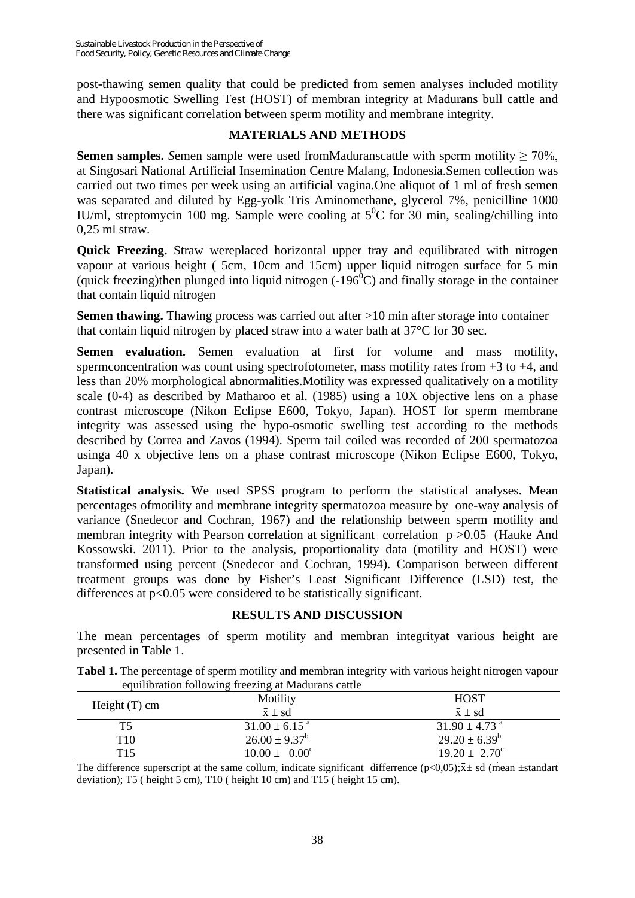post-thawing semen quality that could be predicted from semen analyses included motility and Hypoosmotic Swelling Test (HOST) of membran integrity at Madurans bull cattle and there was significant correlation between sperm motility and membrane integrity.

## MATERIALS AND METHODS

**Semen samples.** *S*emen sample were used fromMaduranscattle with sperm motility ≥ 70%, at Singosari National Artificial Insemination Centre Malang, Indonesia.Semen collection was carried out two times per week using an artificial vagina.One aliquot of 1 ml of fresh semen was separated and diluted by Egg-yolk Tris Aminomethane, glycerol 7%, penicilline 1000 IU/ml, streptomycin 100 mg. Sample were cooling at $5^0$C for 30 min, sealing/chilling into 0,25 ml straw.

**Quick Freezing.** Straw wereplaced horizontal upper tray and equilibrated with nitrogen vapour at various height ( 5cm, 10cm and 15cm) upper liquid nitrogen surface for 5 min (quick freezing)then plunged into liquid nitrogen (-$196^0$C) and finally storage in the container that contain liquid nitrogen

**Semen thawing.** Thawing process was carried out after >10 min after storage into container that contain liquid nitrogen by placed straw into a water bath at 37°C for 30 sec.

**Semen evaluation.** Semen evaluation at first for volume and mass motility, spermconcentration was count using spectrofotometer, mass motility rates from +3 to +4, and less than 20% morphological abnormalities.Motility was expressed qualitatively on a motility scale (0-4) as described by Matharoo et al. (1985) using a 10X objective lens on a phase contrast microscope (Nikon Eclipse E600, Tokyo, Japan). HOST for sperm membrane integrity was assessed using the hypo-osmotic swelling test according to the methods described by Correa and Zavos (1994). Sperm tail coiled was recorded of 200 spermatozoa usinga 40 x objective lens on a phase contrast microscope (Nikon Eclipse E600, Tokyo, Japan).

**Statistical analysis.** We used SPSS program to perform the statistical analyses. Mean percentages ofmotility and membrane integrity spermatozoa measure by one-way analysis of variance (Snedecor and Cochran, 1967) and the relationship between sperm motility and membran integrity with Pearson correlation at significant correlation $p > 0.05$ (Hauke And Kossowski. 2011). Prior to the analysis, proportionality data (motility and HOST) were transformed using percent (Snedecor and Cochran, 1994). Comparison between different treatment groups was done by Fisher's Least Significant Difference (LSD) test, the differences at $p < 0.05$ were considered to be statistically significant.

## RESULTS AND DISCUSSION

The mean percentages of sperm motility and membran integrityat various height are presented in Table 1.

**Tabel 1.** The percentage of sperm motility and membran integrity with various height nitrogen vapour equilibration following freezing at Madurans cattle

| Height (T) cm | Motility | HOST |
|---|---|---|
| | $\bar{x} \pm$ sd | $\bar{x} \pm$ sd |
| T5 | $31.00 \pm 6.15^a$ | $31.90 \pm 4.73^a$ |
| T10 | $26.00 \pm 9.37^b$ | $29.20 \pm 6.39^b$ |
| T15 | $10.00 \pm 0.00^c$ | $19.20 \pm 2.70^c$ |

The difference superscript at the same collum, indicate significant differrence ($p < 0,05$);$\bar{x} \pm$ sd (mean ±standart deviation); T5 ( height 5 cm), T10 ( height 10 cm) and T15 ( height 15 cm).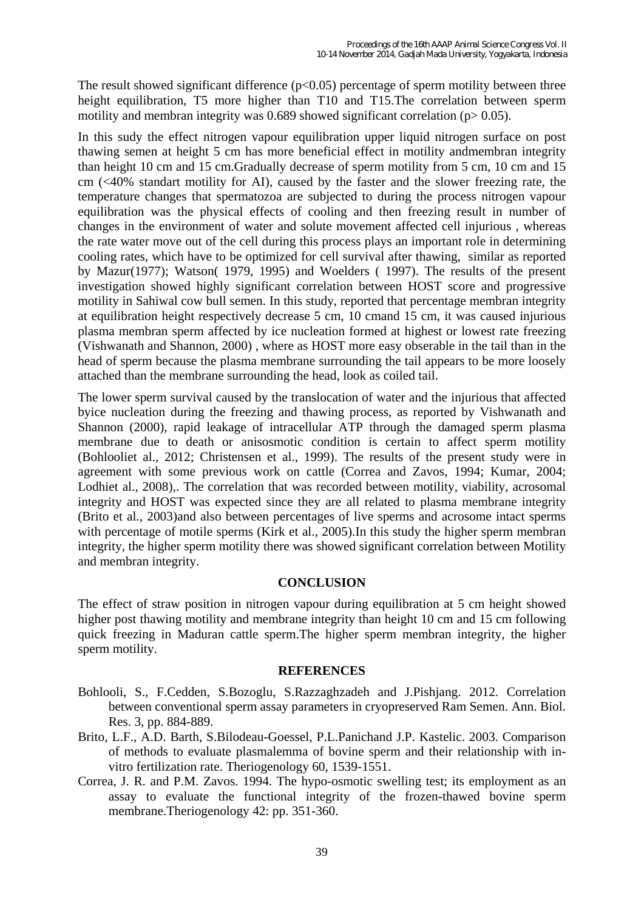The result showed significant difference ($p<0.05$) percentage of sperm motility between three height equilibration, T5 more higher than T10 and T15.The correlation between sperm motility and membran integrity was 0.689 showed significant correlation ($p> 0.05$).

In this sudy the effect nitrogen vapour equilibration upper liquid nitrogen surface on post thawing semen at height 5 cm has more beneficial effect in motility andmembran integrity than height 10 cm and 15 cm.Gradually decrease of sperm motility from 5 cm, 10 cm and 15 cm (<40% standart motility for AI), caused by the faster and the slower freezing rate, the temperature changes that spermatozoa are subjected to during the process nitrogen vapour equilibration was the physical effects of cooling and then freezing result in number of changes in the environment of water and solute movement affected cell injurious , whereas the rate water move out of the cell during this process plays an important role in determining cooling rates, which have to be optimized for cell survival after thawing, similar as reported by Mazur(1977); Watson( 1979, 1995) and Woelders ( 1997). The results of the present investigation showed highly significant correlation between HOST score and progressive motility in Sahiwal cow bull semen. In this study, reported that percentage membran integrity at equilibration height respectively decrease 5 cm, 10 cmand 15 cm, it was caused injurious plasma membran sperm affected by ice nucleation formed at highest or lowest rate freezing (Vishwanath and Shannon, 2000) , where as HOST more easy obserable in the tail than in the head of sperm because the plasma membrane surrounding the tail appears to be more loosely attached than the membrane surrounding the head, look as coiled tail.

The lower sperm survival caused by the translocation of water and the injurious that affected byice nucleation during the freezing and thawing process, as reported by Vishwanath and Shannon (2000), rapid leakage of intracellular ATP through the damaged sperm plasma membrane due to death or anisosmotic condition is certain to affect sperm motility (Bohlooliet al., 2012; Christensen et al., 1999). The results of the present study were in agreement with some previous work on cattle (Correa and Zavos, 1994; Kumar, 2004; Lodhiet al., 2008),. The correlation that was recorded between motility, viability, acrosomal integrity and HOST was expected since they are all related to plasma membrane integrity (Brito et al., 2003)and also between percentages of live sperms and acrosome intact sperms with percentage of motile sperms (Kirk et al., 2005).In this study the higher sperm membran integrity, the higher sperm motility there was showed significant correlation between Motility and membran integrity.

## CONCLUSION

The effect of straw position in nitrogen vapour during equilibration at 5 cm height showed higher post thawing motility and membrane integrity than height 10 cm and 15 cm following quick freezing in Maduran cattle sperm.The higher sperm membran integrity, the higher sperm motility.

## REFERENCES

Bohlooli, S., F.Cedden, S.Bozoglu, S.Razzaghzadeh and J.Pishjang. 2012. Correlation between conventional sperm assay parameters in cryopreserved Ram Semen. Ann. Biol. Res. 3, pp. 884-889.

Brito, L.F., A.D. Barth, S.Bilodeau-Goessel, P.L.Panichand J.P. Kastelic. 2003. Comparison of methods to evaluate plasmalemma of bovine sperm and their relationship with in-vitro fertilization rate. Theriogenology 60, 1539-1551.

Correa, J. R. and P.M. Zavos. 1994. The hypo-osmotic swelling test; its employment as an assay to evaluate the functional integrity of the frozen-thawed bovine sperm membrane.Theriogenology 42: pp. 351-360.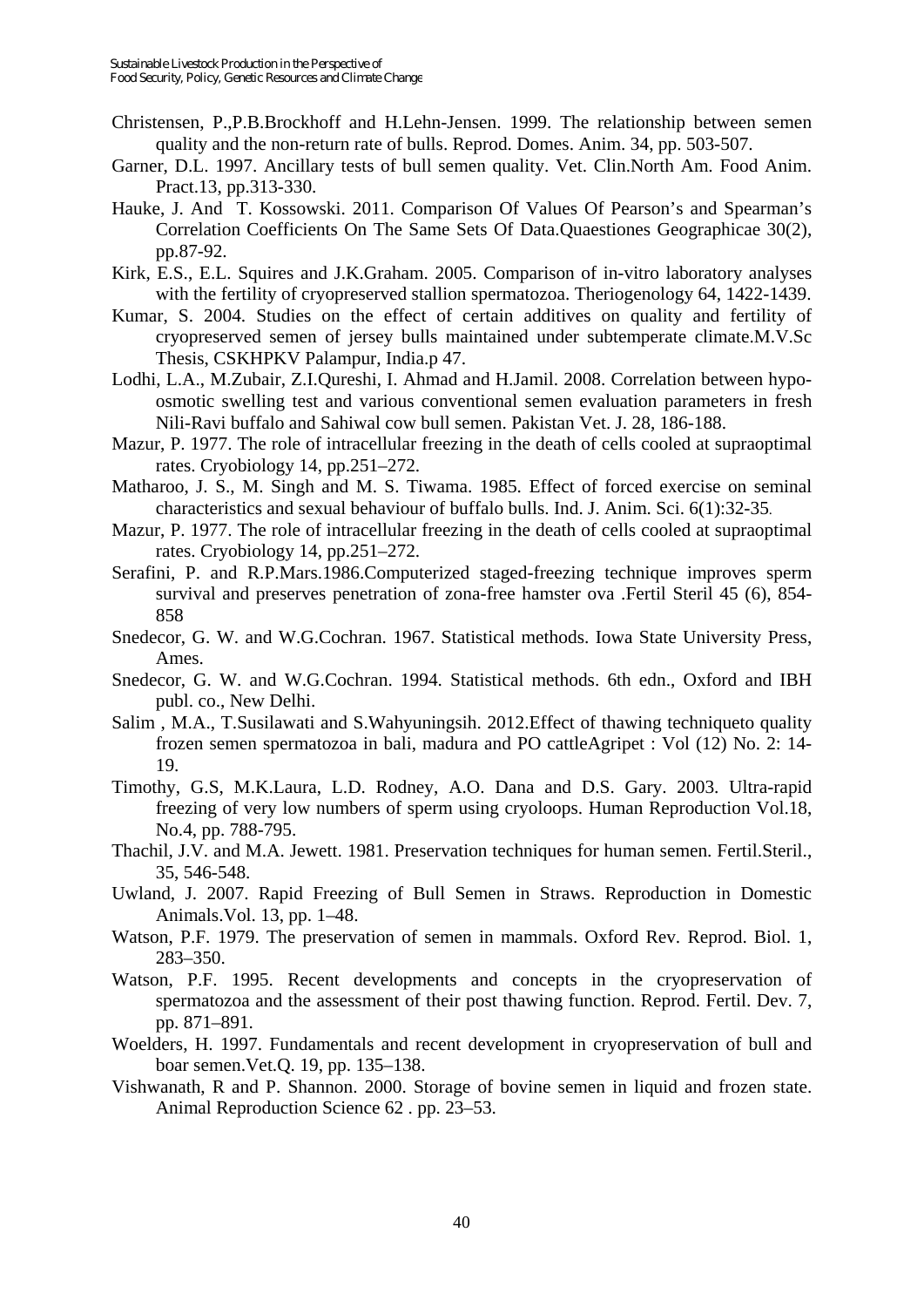Christensen, P.,P.B.Brockhoff and H.Lehn-Jensen. 1999. The relationship between semen quality and the non-return rate of bulls. Reprod. Domes. Anim. 34, pp. 503-507.

Garner, D.L. 1997. Ancillary tests of bull semen quality. Vet. Clin.North Am. Food Anim. Pract.13, pp.313-330.

Hauke, J. And T. Kossowski. 2011. Comparison Of Values Of Pearson's and Spearman's Correlation Coefficients On The Same Sets Of Data.Quaestiones Geographicae 30(2), pp.87-92.

Kirk, E.S., E.L. Squires and J.K.Graham. 2005. Comparison of in-vitro laboratory analyses with the fertility of cryopreserved stallion spermatozoa. Theriogenology 64, 1422-1439.

Kumar, S. 2004. Studies on the effect of certain additives on quality and fertility of cryopreserved semen of jersey bulls maintained under subtemperate climate.M.V.Sc Thesis, CSKHPKV Palampur, India.p 47.

Lodhi, L.A., M.Zubair, Z.I.Qureshi, I. Ahmad and H.Jamil. 2008. Correlation between hypo-osmotic swelling test and various conventional semen evaluation parameters in fresh Nili-Ravi buffalo and Sahiwal cow bull semen. Pakistan Vet. J. 28, 186-188.

Mazur, P. 1977. The role of intracellular freezing in the death of cells cooled at supraoptimal rates. Cryobiology 14, pp.251–272.

Matharoo, J. S., M. Singh and M. S. Tiwama. 1985. Effect of forced exercise on seminal characteristics and sexual behaviour of buffalo bulls. Ind. J. Anim. Sci. 6(1):32-35.

Mazur, P. 1977. The role of intracellular freezing in the death of cells cooled at supraoptimal rates. Cryobiology 14, pp.251–272.

Serafini, P. and R.P.Mars.1986.Computerized staged-freezing technique improves sperm survival and preserves penetration of zona-free hamster ova .Fertil Steril 45 (6), 854-858

Snedecor, G. W. and W.G.Cochran. 1967. Statistical methods. Iowa State University Press, Ames.

Snedecor, G. W. and W.G.Cochran. 1994. Statistical methods. 6th edn., Oxford and IBH publ. co., New Delhi.

Salim , M.A., T.Susilawati and S.Wahyuningsih. 2012.Effect of thawing techniqueto quality frozen semen spermatozoa in bali, madura and PO cattleAgripet : Vol (12) No. 2: 14-19.

Timothy, G.S, M.K.Laura, L.D. Rodney, A.O. Dana and D.S. Gary. 2003. Ultra-rapid freezing of very low numbers of sperm using cryoloops. Human Reproduction Vol.18, No.4, pp. 788-795.

Thachil, J.V. and M.A. Jewett. 1981. Preservation techniques for human semen. Fertil.Steril., 35, 546-548.

Uwland, J. 2007. Rapid Freezing of Bull Semen in Straws. Reproduction in Domestic Animals.Vol. 13, pp. 1–48.

Watson, P.F. 1979. The preservation of semen in mammals. Oxford Rev. Reprod. Biol. 1, 283–350.

Watson, P.F. 1995. Recent developments and concepts in the cryopreservation of spermatozoa and the assessment of their post thawing function. Reprod. Fertil. Dev. 7, pp. 871–891.

Woelders, H. 1997. Fundamentals and recent development in cryopreservation of bull and boar semen.Vet.Q. 19, pp. 135–138.

Vishwanath, R and P. Shannon. 2000. Storage of bovine semen in liquid and frozen state. Animal Reproduction Science 62 . pp. 23–53.